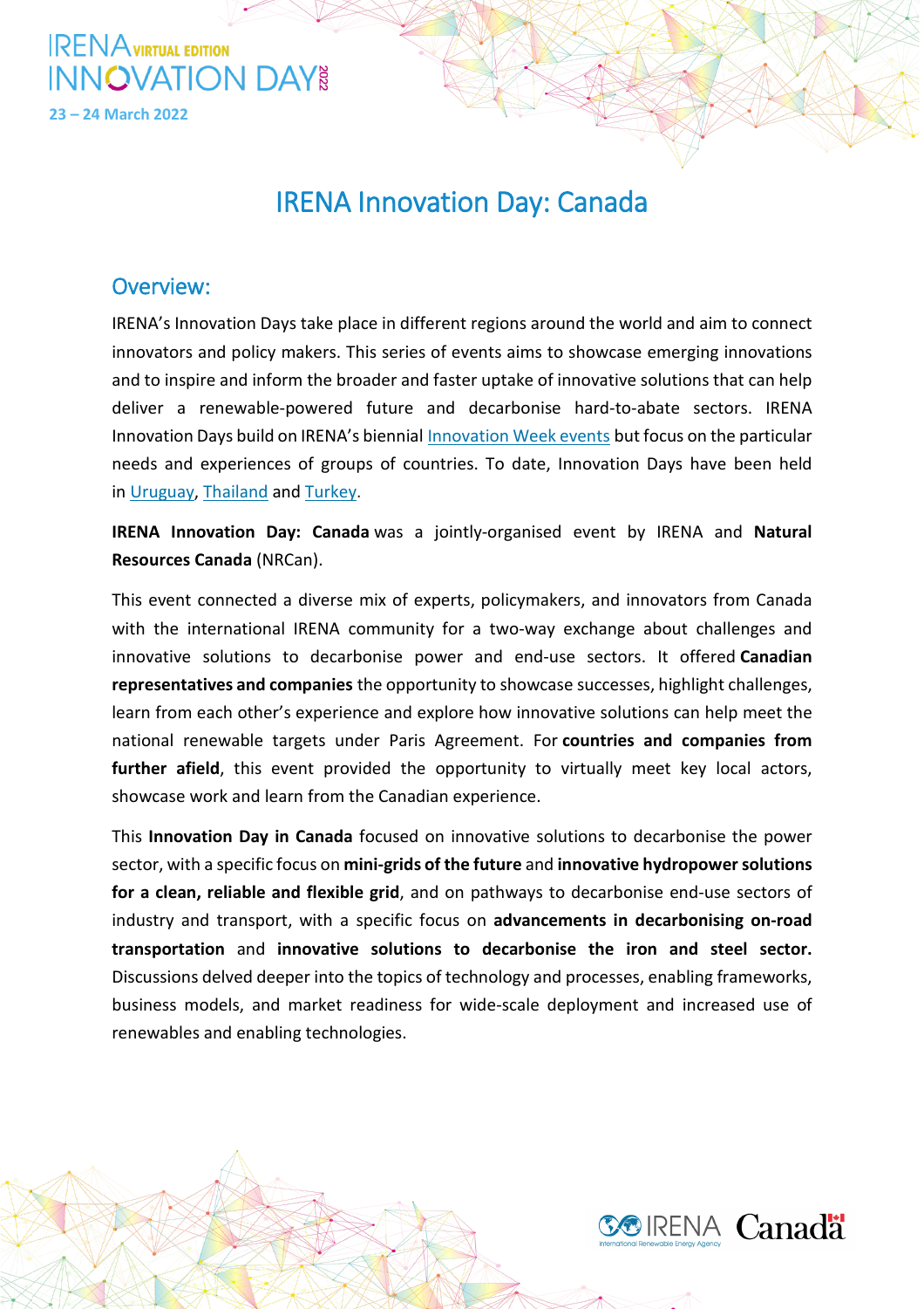IRENA VIRTUAL EDITION INNOVATION DAY 2022

23 – 24 March 2022

# IRENA Innovation Day: Canada

## Overview:

IRENA's Innovation Days take place in different regions around the world and aim to connect innovators and policy makers. This series of events aims to showcase emerging innovations and to inspire and inform the broader and faster uptake of innovative solutions that can help deliver a renewable-powered future and decarbonise hard-to-abate sectors. IRENA Innovation Days build on IRENA's biennial Innovation Week events but focus on the particular needs and experiences of groups of countries. To date, Innovation Days have been held in Uruguay, Thailand and Turkey.

**IRENA Innovation Day: Canada** was a jointly-organised event by IRENA and **Natural Resources Canada** (NRCan).

This event connected a diverse mix of experts, policymakers, and innovators from Canada with the international IRENA community for a two-way exchange about challenges and innovative solutions to decarbonise power and end-use sectors. It offered **Canadian representatives and companies** the opportunity to showcase successes, highlight challenges, learn from each other's experience and explore how innovative solutions can help meet the national renewable targets under Paris Agreement. For **countries and companies from further afield**, this event provided the opportunity to virtually meet key local actors, showcase work and learn from the Canadian experience.

This **Innovation Day in Canada** focused on innovative solutions to decarbonise the power sector, with a specific focus on **mini-grids of the future** and **innovative hydropower solutions for a clean, reliable and flexible grid**, and on pathways to decarbonise end-use sectors of industry and transport, with a specific focus on **advancements in decarbonising on-road transportation** and **innovative solutions to decarbonise the iron and steel sector.** Discussions delved deeper into the topics of technology and processes, enabling frameworks, business models, and market readiness for wide-scale deployment and increased use of renewables and enabling technologies.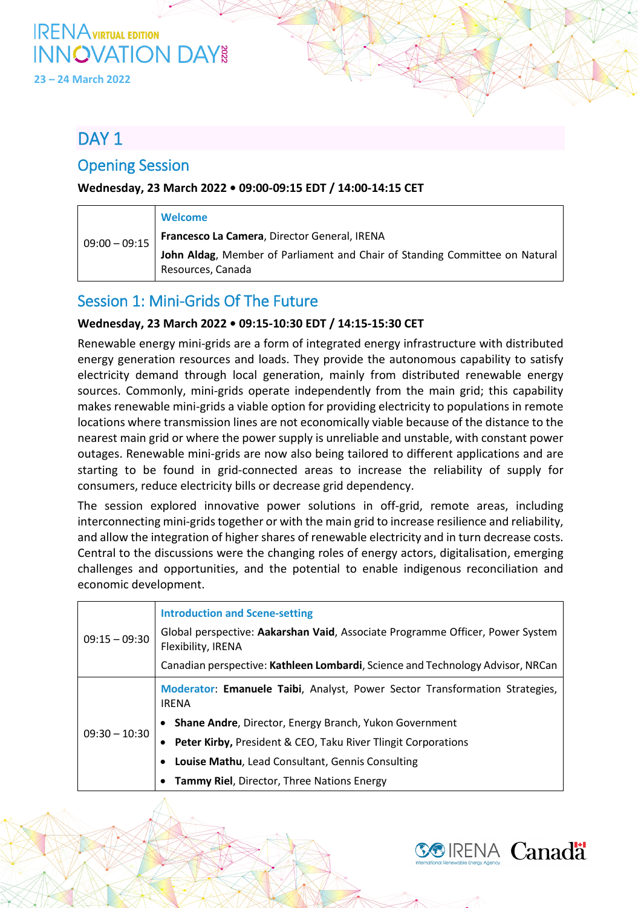## DAY 1

### Opening Session

**Wednesday, 23 March 2022 • 09:00-09:15 EDT / 14:00-14:15 CET**

| | |
|---|---|
| 09:00 – 09:15 | **Welcome**<br>**Francesco La Camera**, Director General, IRENA<br>**John Aldag**, Member of Parliament and Chair of Standing Committee on Natural Resources, Canada |

### Session 1: Mini-Grids Of The Future

**Wednesday, 23 March 2022 • 09:15-10:30 EDT / 14:15-15:30 CET**

Renewable energy mini-grids are a form of integrated energy infrastructure with distributed energy generation resources and loads. They provide the autonomous capability to satisfy electricity demand through local generation, mainly from distributed renewable energy sources. Commonly, mini-grids operate independently from the main grid; this capability makes renewable mini-grids a viable option for providing electricity to populations in remote locations where transmission lines are not economically viable because of the distance to the nearest main grid or where the power supply is unreliable and unstable, with constant power outages. Renewable mini-grids are now also being tailored to different applications and are starting to be found in grid-connected areas to increase the reliability of supply for consumers, reduce electricity bills or decrease grid dependency.

The session explored innovative power solutions in off-grid, remote areas, including interconnecting mini-grids together or with the main grid to increase resilience and reliability, and allow the integration of higher shares of renewable electricity and in turn decrease costs. Central to the discussions were the changing roles of energy actors, digitalisation, emerging challenges and opportunities, and the potential to enable indigenous reconciliation and economic development.

| | |
|---|---|
| 09:15 – 09:30 | **Introduction and Scene-setting**<br>Global perspective: **Aakarshan Vaid**, Associate Programme Officer, Power System Flexibility, IRENA<br>Canadian perspective: **Kathleen Lombardi**, Science and Technology Advisor, NRCan |
| 09:30 – 10:30 | Moderator: **Emanuele Taibi**, Analyst, Power Sector Transformation Strategies, IRENA<br>• **Shane Andre**, Director, Energy Branch, Yukon Government<br>• **Peter Kirby,** President & CEO, Taku River Tlingit Corporations<br>• **Louise Mathu**, Lead Consultant, Gennis Consulting<br>• **Tammy Riel**, Director, Three Nations Energy |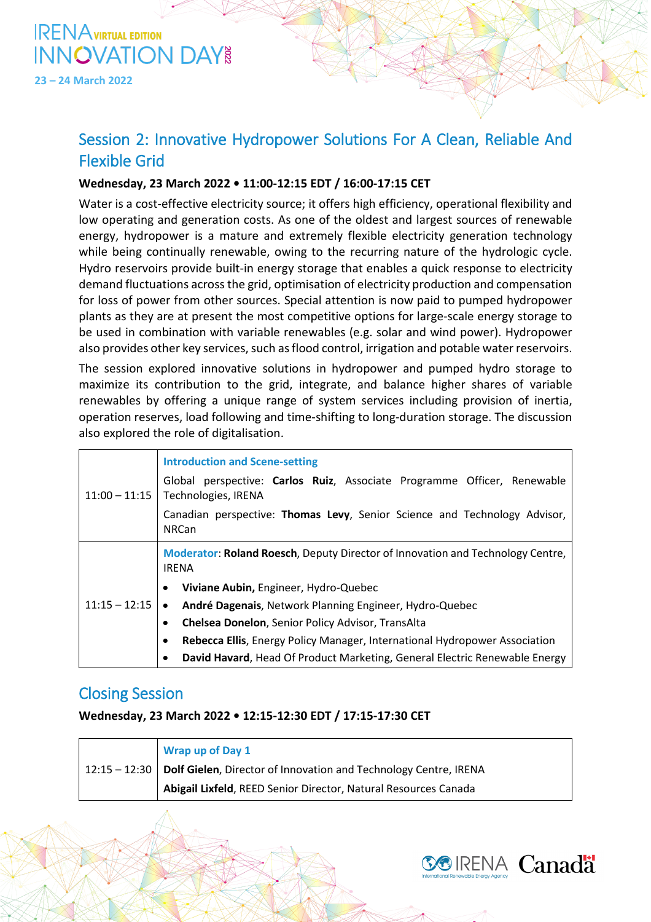## Session 2: Innovative Hydropower Solutions For A Clean, Reliable And Flexible Grid

**Wednesday, 23 March 2022 • 11:00-12:15 EDT / 16:00-17:15 CET**

Water is a cost-effective electricity source; it offers high efficiency, operational flexibility and low operating and generation costs. As one of the oldest and largest sources of renewable energy, hydropower is a mature and extremely flexible electricity generation technology while being continually renewable, owing to the recurring nature of the hydrologic cycle. Hydro reservoirs provide built-in energy storage that enables a quick response to electricity demand fluctuations across the grid, optimisation of electricity production and compensation for loss of power from other sources. Special attention is now paid to pumped hydropower plants as they are at present the most competitive options for large-scale energy storage to be used in combination with variable renewables (e.g. solar and wind power). Hydropower also provides other key services, such as flood control, irrigation and potable water reservoirs.

The session explored innovative solutions in hydropower and pumped hydro storage to maximize its contribution to the grid, integrate, and balance higher shares of variable renewables by offering a unique range of system services including provision of inertia, operation reserves, load following and time-shifting to long-duration storage. The discussion also explored the role of digitalisation.

| | |
|---|---|
| 11:00 – 11:15 | **Introduction and Scene-setting**<br>Global perspective: **Carlos Ruiz**, Associate Programme Officer, Renewable Technologies, IRENA<br>Canadian perspective: **Thomas Levy**, Senior Science and Technology Advisor, NRCan |
| 11:15 – 12:15 | Moderator: **Roland Roesch**, Deputy Director of Innovation and Technology Centre, IRENA<br>• **Viviane Aubin**, Engineer, Hydro-Quebec<br>• **André Dagenais**, Network Planning Engineer, Hydro-Quebec<br>• **Chelsea Donelon**, Senior Policy Advisor, TransAlta<br>• **Rebecca Ellis**, Energy Policy Manager, International Hydropower Association<br>• **David Havard**, Head Of Product Marketing, General Electric Renewable Energy |

## Closing Session

**Wednesday, 23 March 2022 • 12:15-12:30 EDT / 17:15-17:30 CET**

| | |
|---|---|
| 12:15 – 12:30 | **Wrap up of Day 1**<br>**Dolf Gielen**, Director of Innovation and Technology Centre, IRENA<br>**Abigail Lixfeld**, REED Senior Director, Natural Resources Canada |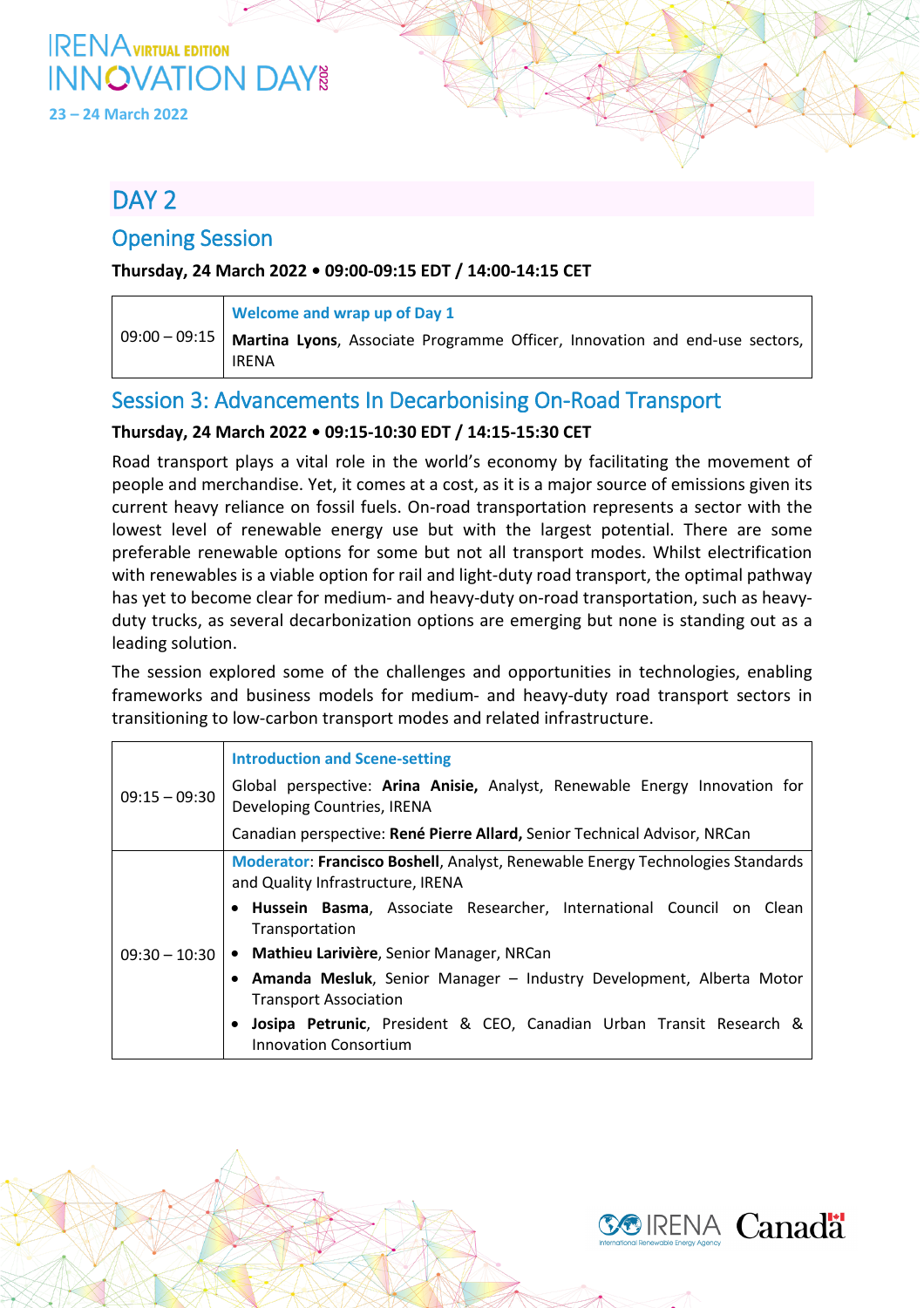## DAY 2

### Opening Session

**Thursday, 24 March 2022 • 09:00-09:15 EDT / 14:00-14:15 CET**

| | |
|---|---|
| 09:00 – 09:15 | **Welcome and wrap up of Day 1**<br>**Martina Lyons**, Associate Programme Officer, Innovation and end-use sectors, IRENA |

### Session 3: Advancements In Decarbonising On-Road Transport

**Thursday, 24 March 2022 • 09:15-10:30 EDT / 14:15-15:30 CET**

Road transport plays a vital role in the world's economy by facilitating the movement of people and merchandise. Yet, it comes at a cost, as it is a major source of emissions given its current heavy reliance on fossil fuels. On-road transportation represents a sector with the lowest level of renewable energy use but with the largest potential. There are some preferable renewable options for some but not all transport modes. Whilst electrification with renewables is a viable option for rail and light-duty road transport, the optimal pathway has yet to become clear for medium- and heavy-duty on-road transportation, such as heavy-duty trucks, as several decarbonization options are emerging but none is standing out as a leading solution.

The session explored some of the challenges and opportunities in technologies, enabling frameworks and business models for medium- and heavy-duty road transport sectors in transitioning to low-carbon transport modes and related infrastructure.

| | |
|---|---|
| 09:15 – 09:30 | **Introduction and Scene-setting**<br>Global perspective: **Arina Anisie,** Analyst, Renewable Energy Innovation for Developing Countries, IRENA<br>Canadian perspective: **René Pierre Allard,** Senior Technical Advisor, NRCan |
| 09:30 – 10:30 | **Moderator**: **Francisco Boshell**, Analyst, Renewable Energy Technologies Standards and Quality Infrastructure, IRENA<br>• **Hussein Basma**, Associate Researcher, International Council on Clean Transportation<br>• **Mathieu Larivière**, Senior Manager, NRCan<br>• **Amanda Mesluk**, Senior Manager – Industry Development, Alberta Motor Transport Association<br>• **Josipa Petrunic**, President & CEO, Canadian Urban Transit Research & Innovation Consortium |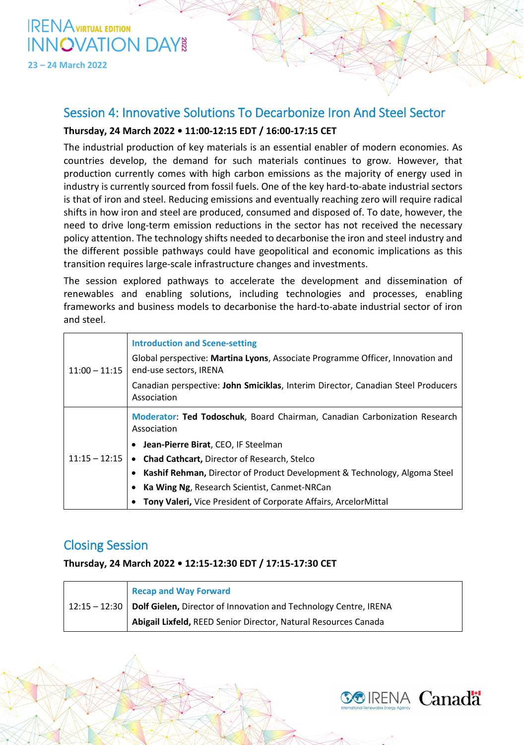## Session 4: Innovative Solutions To Decarbonize Iron And Steel Sector

**Thursday, 24 March 2022 • 11:00-12:15 EDT / 16:00-17:15 CET**

The industrial production of key materials is an essential enabler of modern economies. As countries develop, the demand for such materials continues to grow. However, that production currently comes with high carbon emissions as the majority of energy used in industry is currently sourced from fossil fuels. One of the key hard-to-abate industrial sectors is that of iron and steel. Reducing emissions and eventually reaching zero will require radical shifts in how iron and steel are produced, consumed and disposed of. To date, however, the need to drive long-term emission reductions in the sector has not received the necessary policy attention. The technology shifts needed to decarbonise the iron and steel industry and the different possible pathways could have geopolitical and economic implications as this transition requires large-scale infrastructure changes and investments.

The session explored pathways to accelerate the development and dissemination of renewables and enabling solutions, including technologies and processes, enabling frameworks and business models to decarbonise the hard-to-abate industrial sector of iron and steel.

| | |
|---|---|
| 11:00 – 11:15 | **Introduction and Scene-setting**<br>Global perspective: **Martina Lyons**, Associate Programme Officer, Innovation and end-use sectors, IRENA<br>Canadian perspective: **John Smiciklas**, Interim Director, Canadian Steel Producers Association |
| 11:15 – 12:15 | **Moderator**: **Ted Todoschuk**, Board Chairman, Canadian Carbonization Research Association<br>• **Jean-Pierre Birat**, CEO, IF Steelman<br>• **Chad Cathcart,** Director of Research, Stelco<br>• **Kashif Rehman,** Director of Product Development & Technology, Algoma Steel<br>• **Ka Wing Ng**, Research Scientist, Canmet-NRCan<br>• **Tony Valeri,** Vice President of Corporate Affairs, ArcelorMittal |

## Closing Session

**Thursday, 24 March 2022 • 12:15-12:30 EDT / 17:15-17:30 CET**

| | |
|---|---|
| 12:15 – 12:30 | **Recap and Way Forward**<br>**Dolf Gielen,** Director of Innovation and Technology Centre, IRENA<br>**Abigail Lixfeld,** REED Senior Director, Natural Resources Canada |